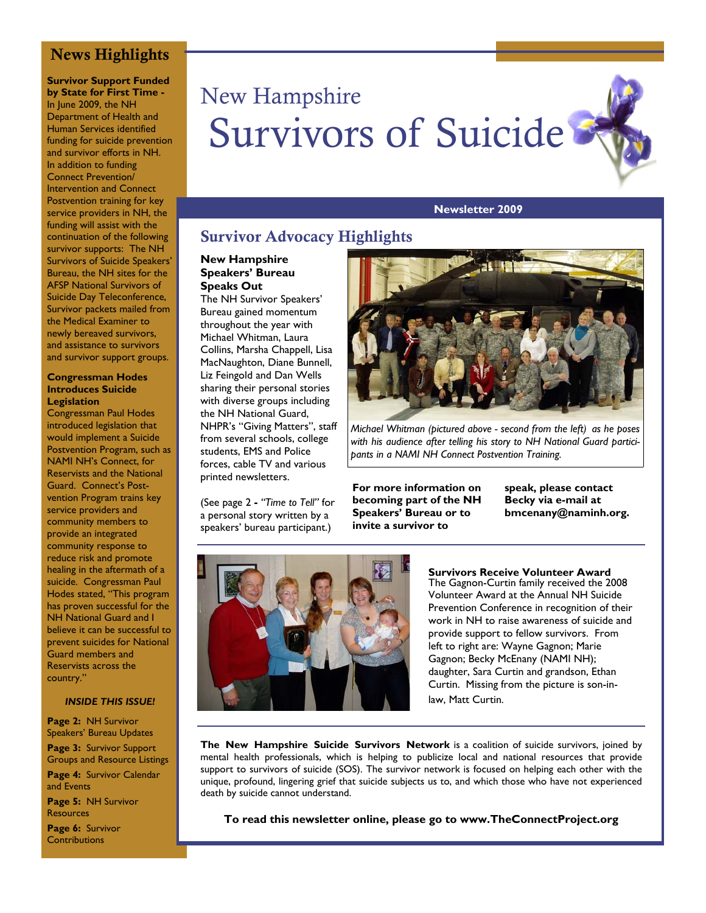# New Hampshire Survivors of Suicide

**Newsletter 2009**

## News Highlights

**Survivor Support Funded by State for First Time -** In June 2009, the NH Department of Health and Human Services identified funding for suicide prevention and survivor efforts in NH. In addition to funding Connect Prevention/ Intervention and Connect Postvention training for key service providers in NH, the funding will assist with the continuation of the following survivor supports: The NH Survivors of Suicide Speakers' Bureau, the NH sites for the AFSP National Survivors of Suicide Day Teleconference, Survivor packets mailed from the Medical Examiner to newly bereaved survivors, and assistance to survivors and survivor support groups.

**Congressman Hodes Introduces Suicide Legislation**
Congressman Paul Hodes introduced legislation that would implement a Suicide Postvention Program, such as NAMI NH's Connect, for Reservists and the National Guard. Connect's Postvention Program trains key service providers and community members to provide an integrated community response to reduce risk and promote healing in the aftermath of a suicide. Congressman Paul Hodes stated, "This program has proven successful for the NH National Guard and I believe it can be successful to prevent suicides for National Guard members and Reservists across the country."

***INSIDE THIS ISSUE!***

**Page 2:** NH Survivor Speakers' Bureau Updates

**Page 3:** Survivor Support Groups and Resource Listings

**Page 4:** Survivor Calendar and Events

**Page 5:** NH Survivor Resources

**Page 6:** Survivor Contributions

## Survivor Advocacy Highlights

**New Hampshire Speakers' Bureau Speaks Out**
The NH Survivor Speakers' Bureau gained momentum throughout the year with Michael Whitman, Laura Collins, Marsha Chappell, Lisa MacNaughton, Diane Bunnell, Liz Feingold and Dan Wells sharing their personal stories with diverse groups including the NH National Guard, NHPR's "Giving Matters", staff from several schools, college students, EMS and Police forces, cable TV and various printed newsletters.

(See page 2 - *"Time to Tell"* for a personal story written by a speakers' bureau participant.)

*Michael Whitman (pictured above - second from the left) as he poses with his audience after telling his story to NH National Guard participants in a NAMI NH Connect Postvention Training.*

**For more information on becoming part of the NH Speakers' Bureau or to invite a survivor to speak, please contact Becky via e-mail at bmcenany@naminh.org.**

**Survivors Receive Volunteer Award**
The Gagnon-Curtin family received the 2008 Volunteer Award at the Annual NH Suicide Prevention Conference in recognition of their work in NH to raise awareness of suicide and provide support to fellow survivors. From left to right are: Wayne Gagnon; Marie Gagnon; Becky McEnany (NAMI NH); daughter, Sara Curtin and grandson, Ethan Curtin. Missing from the picture is son-in-law, Matt Curtin.

**The New Hampshire Suicide Survivors Network** is a coalition of suicide survivors, joined by mental health professionals, which is helping to publicize local and national resources that provide support to survivors of suicide (SOS). The survivor network is focused on helping each other with the unique, profound, lingering grief that suicide subjects us to, and which those who have not experienced death by suicide cannot understand.

**To read this newsletter online, please go to www.TheConnectProject.org**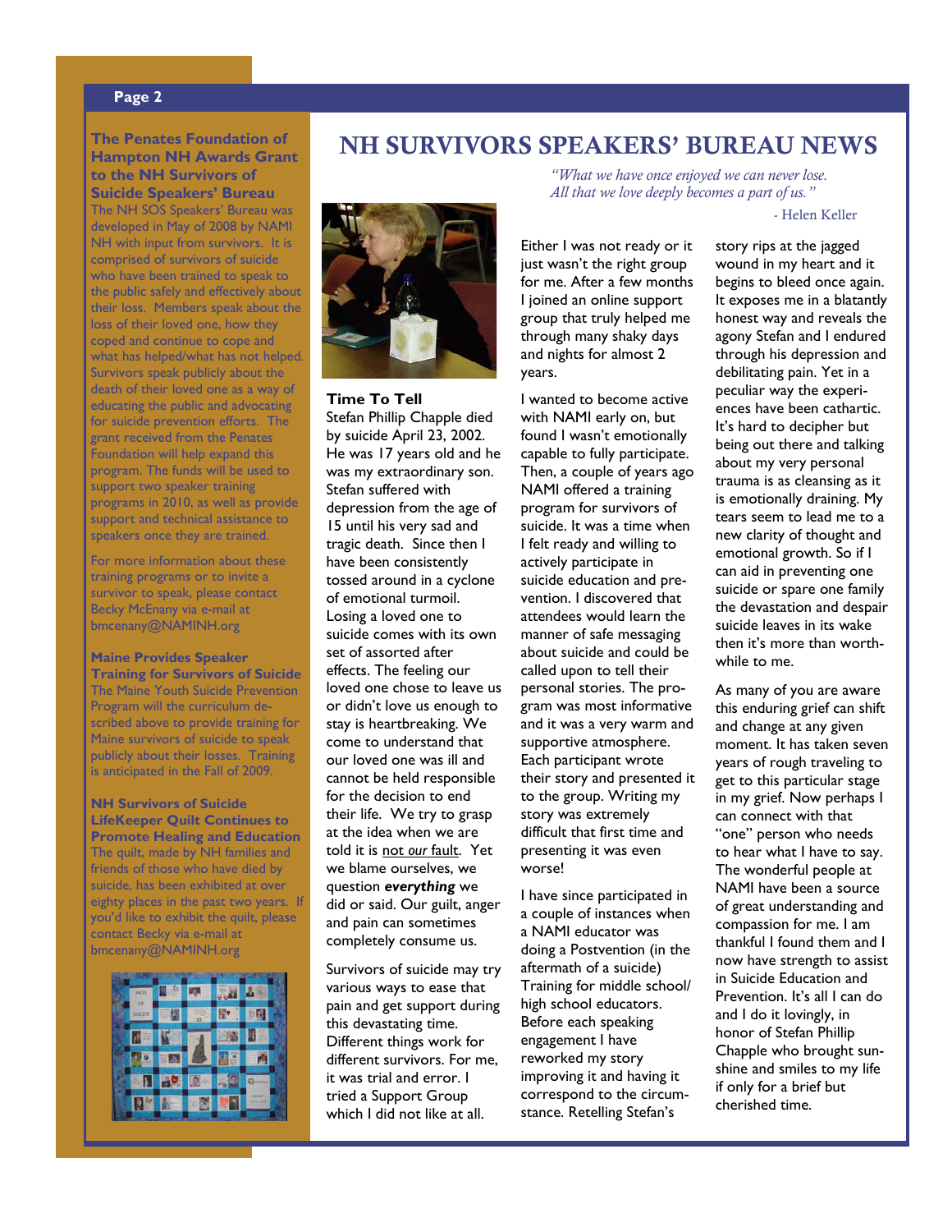# NH SURVIVORS SPEAKERS' BUREAU NEWS

### The Penates Foundation of Hampton NH Awards Grant to the NH Survivors of Suicide Speakers' Bureau

The NH SOS Speakers' Bureau was developed in May of 2008 by NAMI NH with input from survivors. It is comprised of survivors of suicide who have been trained to speak to the public safely and effectively about their loss. Members speak about the loss of their loved one, how they coped and continue to cope and what has helped/what has not helped. Survivors speak publicly about the death of their loved one as a way of educating the public and advocating for suicide prevention efforts. The grant received from the Penates Foundation will help expand this program. The funds will be used to support two speaker training programs in 2010, as well as provide support and technical assistance to speakers once they are trained.

For more information about these training programs or to invite a survivor to speak, please contact Becky McEnany via e-mail at bmcenany@NAMINH.org

### Maine Provides Speaker Training for Survivors of Suicide

The Maine Youth Suicide Prevention Program will the curriculum described above to provide training for Maine survivors of suicide to speak publicly about their losses. Training is anticipated in the Fall of 2009.

### NH Survivors of Suicide LifeKeeper Quilt Continues to Promote Healing and Education

The quilt, made by NH families and friends of those who have died by suicide, has been exhibited at over eighty places in the past two years. If you'd like to exhibit the quilt, please contact Becky via e-mail at bmcenany@NAMINH.org

*"What we have once enjoyed we can never lose. All that we love deeply becomes a part of us."*

\- Helen Keller

### Time To Tell

Stefan Phillip Chapple died by suicide April 23, 2002. He was 17 years old and he was my extraordinary son. Stefan suffered with depression from the age of 15 until his very sad and tragic death. Since then I have been consistently tossed around in a cyclone of emotional turmoil. Losing a loved one to suicide comes with its own set of assorted after effects. The feeling our loved one chose to leave us or didn't love us enough to stay is heartbreaking. We come to understand that our loved one was ill and cannot be held responsible for the decision to end their life. We try to grasp at the idea when we are told it is not *our* fault. Yet we blame ourselves, we question ***everything*** we did or said. Our guilt, anger and pain can sometimes completely consume us.

Survivors of suicide may try various ways to ease that pain and get support during this devastating time. Different things work for different survivors. For me, it was trial and error. I tried a Support Group which I did not like at all. Either I was not ready or it just wasn't the right group for me. After a few months I joined an online support group that truly helped me through many shaky days and nights for almost 2 years.

I wanted to become active with NAMI early on, but found I wasn't emotionally capable to fully participate. Then, a couple of years ago NAMI offered a training program for survivors of suicide. It was a time when I felt ready and willing to actively participate in suicide education and prevention. I discovered that attendees would learn the manner of safe messaging about suicide and could be called upon to tell their personal stories. The program was most informative and it was a very warm and supportive atmosphere. Each participant wrote their story and presented it to the group. Writing my story was extremely difficult that first time and presenting it was even worse!

I have since participated in a couple of instances when a NAMI educator was doing a Postvention (in the aftermath of a suicide) Training for middle school/ high school educators. Before each speaking engagement I have reworked my story improving it and having it correspond to the circumstance. Retelling Stefan's story rips at the jagged wound in my heart and it begins to bleed once again. It exposes me in a blatantly honest way and reveals the agony Stefan and I endured through his depression and debilitating pain. Yet in a peculiar way the experiences have been cathartic. It's hard to decipher but being out there and talking about my very personal trauma is as cleansing as it is emotionally draining. My tears seem to lead me to a new clarity of thought and emotional growth. So if I can aid in preventing one suicide or spare one family the devastation and despair suicide leaves in its wake then it's more than worthwhile to me.

As many of you are aware this enduring grief can shift and change at any given moment. It has taken seven years of rough traveling to get to this particular stage in my grief. Now perhaps I can connect with that "one" person who needs to hear what I have to say. The wonderful people at NAMI have been a source of great understanding and compassion for me. I am thankful I found them and I now have strength to assist in Suicide Education and Prevention. It's all I can do and I do it lovingly, in honor of Stefan Phillip Chapple who brought sunshine and smiles to my life if only for a brief but cherished time.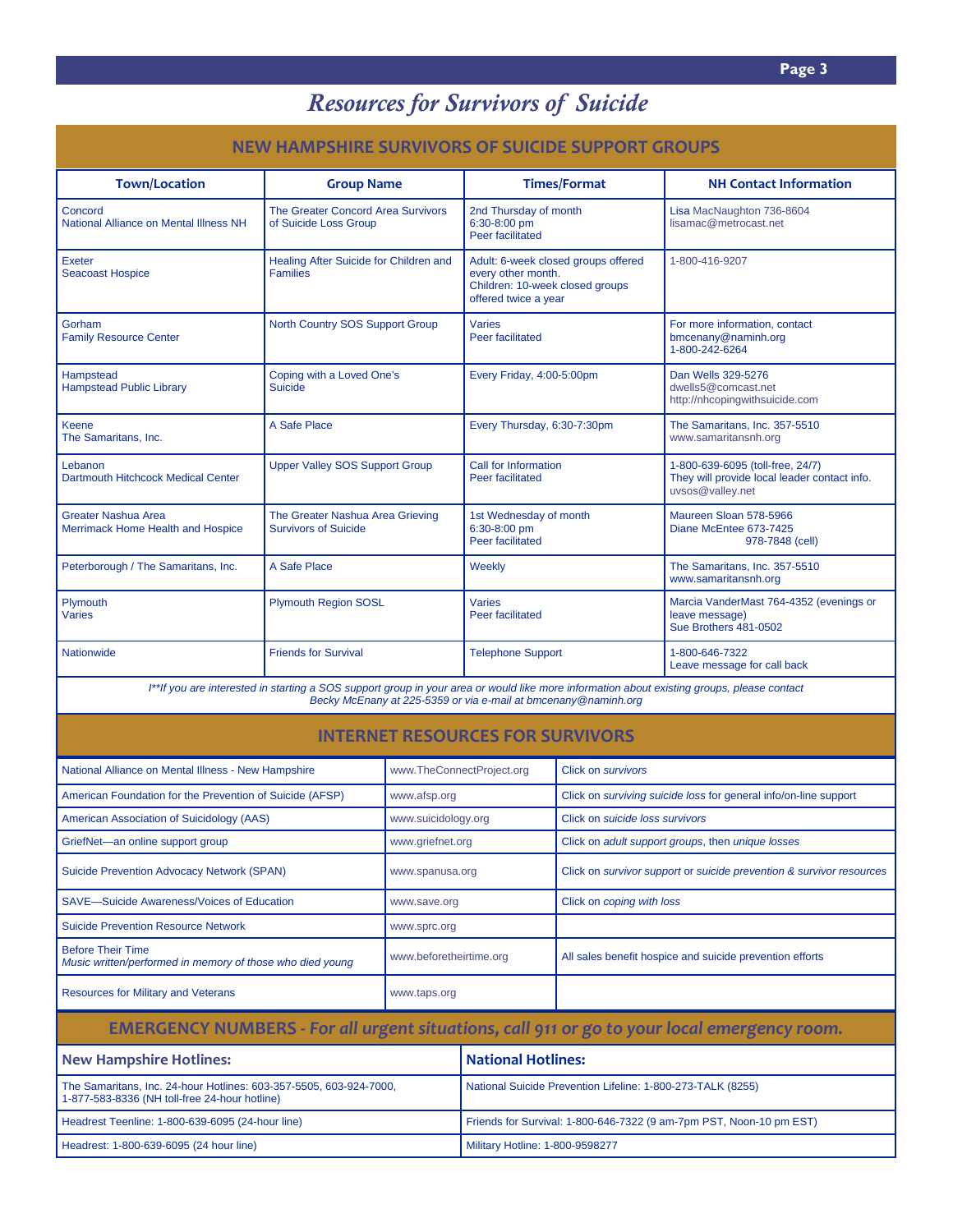# Resources for Survivors of Suicide

## NEW HAMPSHIRE SURVIVORS OF SUICIDE SUPPORT GROUPS

| Town/Location | Group Name | Times/Format | NH Contact Information |
|---|---|---|---|
| Concord<br>National Alliance on Mental Illness NH | The Greater Concord Area Survivors of Suicide Loss Group | 2nd Thursday of month<br>6:30-8:00 pm<br>Peer facilitated | Lisa MacNaughton 736-8604<br>lisamac@metrocast.net |
| Exeter<br>Seacoast Hospice | Healing After Suicide for Children and Families | Adult: 6-week closed groups offered every other month.<br>Children: 10-week closed groups offered twice a year | 1-800-416-9207 |
| Gorham<br>Family Resource Center | North Country SOS Support Group | Varies<br>Peer facilitated | For more information, contact<br>bmcenany@naminh.org<br>1-800-242-6264 |
| Hampstead<br>Hampstead Public Library | Coping with a Loved One's Suicide | Every Friday, 4:00-5:00pm | Dan Wells 329-5276<br>dwells5@comcast.net<br>http://nhcopingwithsuicide.com |
| Keene<br>The Samaritans, Inc. | A Safe Place | Every Thursday, 6:30-7:30pm | The Samaritans, Inc. 357-5510<br>www.samaritansnh.org |
| Lebanon<br>Dartmouth Hitchcock Medical Center | Upper Valley SOS Support Group | Call for Information<br>Peer facilitated | 1-800-639-6095 (toll-free, 24/7)<br>They will provide local leader contact info.<br>uvsos@valley.net |
| Greater Nashua Area<br>Merrimack Home Health and Hospice | The Greater Nashua Area Grieving Survivors of Suicide | 1st Wednesday of month<br>6:30-8:00 pm<br>Peer facilitated | Maureen Sloan 578-5966<br>Diane McEntee 673-7425<br>978-7848 (cell) |
| Peterborough / The Samaritans, Inc. | A Safe Place | Weekly | The Samaritans, Inc. 357-5510<br>www.samaritansnh.org |
| Plymouth<br>Varies | Plymouth Region SOSL | Varies<br>Peer facilitated | Marcia VanderMast 764-4352 (evenings or leave message)<br>Sue Brothers 481-0502 |
| Nationwide | Friends for Survival | Telephone Support | 1-800-646-7322<br>Leave message for call back |

*I**If you are interested in starting a SOS support group in your area or would like more information about existing groups, please contact Becky McEnany at 225-5359 or via e-mail at bmcenany@naminh.org*

## INTERNET RESOURCES FOR SURVIVORS

| Organization | Website | Instructions |
|---|---|---|
| National Alliance on Mental Illness - New Hampshire | www.TheConnectProject.org | Click on *survivors* |
| American Foundation for the Prevention of Suicide (AFSP) | www.afsp.org | Click on *surviving suicide loss* for general info/on-line support |
| American Association of Suicidology (AAS) | www.suicidology.org | Click on *suicide loss survivors* |
| GriefNet—an online support group | www.griefnet.org | Click on *adult support groups*, then *unique losses* |
| Suicide Prevention Advocacy Network (SPAN) | www.spanusa.org | Click on *survivor support* or *suicide prevention & survivor resources* |
| SAVE—Suicide Awareness/Voices of Education | www.save.org | Click on *coping with loss* |
| Suicide Prevention Resource Network | www.sprc.org | |
| Before Their Time<br>*Music written/performed in memory of those who died young* | www.beforetheirtime.org | All sales benefit hospice and suicide prevention efforts |
| Resources for Military and Veterans | www.taps.org | |

## EMERGENCY NUMBERS - *For all urgent situations, call 911 or go to your local emergency room.*

| New Hampshire Hotlines: | National Hotlines: |
|---|---|
| The Samaritans, Inc. 24-hour Hotlines: 603-357-5505, 603-924-7000, 1-877-583-8336 (NH toll-free 24-hour hotline) | National Suicide Prevention Lifeline: 1-800-273-TALK (8255) |
| Headrest Teenline: 1-800-639-6095 (24-hour line) | Friends for Survival: 1-800-646-7322 (9 am-7pm PST, Noon-10 pm EST) |
| Headrest: 1-800-639-6095 (24 hour line) | Military Hotline: 1-800-9598277 |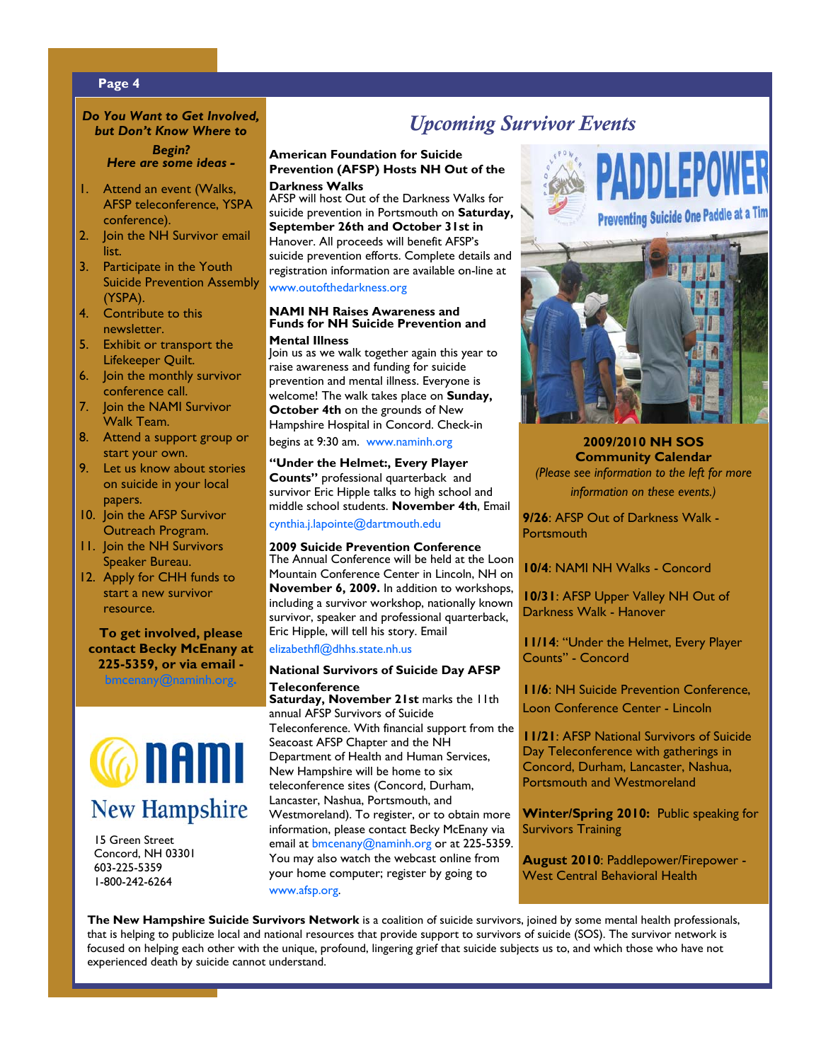***Do You Want to Get Involved, but Don't Know Where to Begin? Here are some ideas -***

1. Attend an event (Walks, AFSP teleconference, YSPA conference).
2. Join the NH Survivor email list.
3. Participate in the Youth Suicide Prevention Assembly (YSPA).
4. Contribute to this newsletter.
5. Exhibit or transport the Lifekeeper Quilt.
6. Join the monthly survivor conference call.
7. Join the NAMI Survivor Walk Team.
8. Attend a support group or start your own.
9. Let us know about stories on suicide in your local papers.
10. Join the AFSP Survivor Outreach Program.
11. Join the NH Survivors Speaker Bureau.
12. Apply for CHH funds to start a new survivor resource.

**To get involved, please contact Becky McEnany at 225-5359, or via email -** bmcenany@naminh.org.

NAMI New Hampshire

15 Green Street
Concord, NH 03301
603-225-5359
1-800-242-6264

# *Upcoming Survivor Events*

**American Foundation for Suicide Prevention (AFSP) Hosts NH Out of the Darkness Walks**
AFSP will host Out of the Darkness Walks for suicide prevention in Portsmouth on **Saturday, September 26th and October 31st in** Hanover. All proceeds will benefit AFSP's suicide prevention efforts. Complete details and registration information are available on-line at www.outofthedarkness.org

**NAMI NH Raises Awareness and Funds for NH Suicide Prevention and Mental Illness**
Join us as we walk together again this year to raise awareness and funding for suicide prevention and mental illness. Everyone is welcome! The walk takes place on **Sunday, October 4th** on the grounds of New Hampshire Hospital in Concord. Check-in begins at 9:30 am. www.naminh.org

**"Under the Helmet:, Every Player Counts"** professional quarterback and survivor Eric Hipple talks to high school and middle school students. **November 4th**, Email cynthia.j.lapointe@dartmouth.edu

**2009 Suicide Prevention Conference**
The Annual Conference will be held at the Loon Mountain Conference Center in Lincoln, NH on **November 6, 2009.** In addition to workshops, including a survivor workshop, nationally known survivor, speaker and professional quarterback, Eric Hipple, will tell his story. Email elizabethfl@dhhs.state.nh.us

**National Survivors of Suicide Day AFSP Teleconference**
**Saturday, November 21st** marks the 11th annual AFSP Survivors of Suicide Teleconference. With financial support from the Seacoast AFSP Chapter and the NH Department of Health and Human Services, New Hampshire will be home to six teleconference sites (Concord, Durham, Lancaster, Nashua, Portsmouth, and Westmoreland). To register, or to obtain more information, please contact Becky McEnany via email at bmcenany@naminh.org or at 225-5359. You may also watch the webcast online from your home computer; register by going to www.afsp.org.

**2009/2010 NH SOS Community Calendar**
*(Please see information to the left for more information on these events.)*

**9/26**: AFSP Out of Darkness Walk - Portsmouth

**10/4**: NAMI NH Walks - Concord

**10/31**: AFSP Upper Valley NH Out of Darkness Walk - Hanover

**11/14**: "Under the Helmet, Every Player Counts" - Concord

**11/6**: NH Suicide Prevention Conference, Loon Conference Center - Lincoln

**11/21**: AFSP National Survivors of Suicide Day Teleconference with gatherings in Concord, Durham, Lancaster, Nashua, Portsmouth and Westmoreland

**Winter/Spring 2010:** Public speaking for Survivors Training

**August 2010**: Paddlepower/Firepower - West Central Behavioral Health

**The New Hampshire Suicide Survivors Network** is a coalition of suicide survivors, joined by some mental health professionals, that is helping to publicize local and national resources that provide support to survivors of suicide (SOS). The survivor network is focused on helping each other with the unique, profound, lingering grief that suicide subjects us to, and which those who have not experienced death by suicide cannot understand.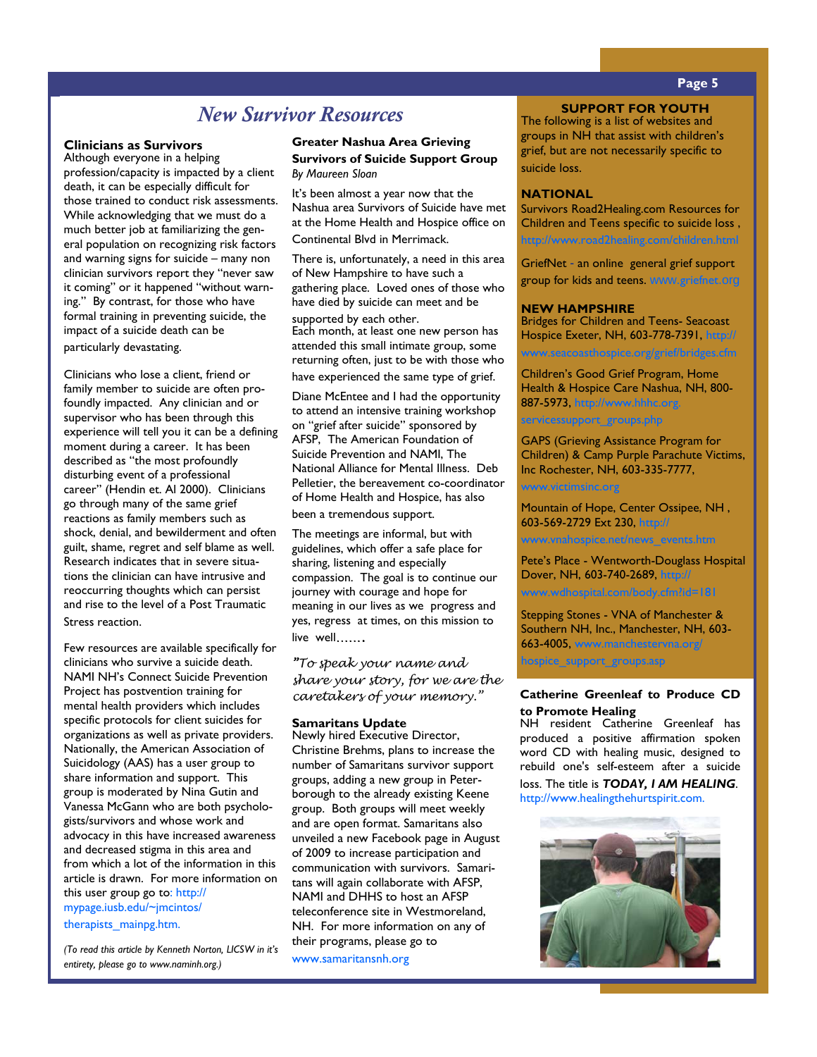# New Survivor Resources

### Clinicians as Survivors

Although everyone in a helping profession/capacity is impacted by a client death, it can be especially difficult for those trained to conduct risk assessments. While acknowledging that we must do a much better job at familiarizing the general population on recognizing risk factors and warning signs for suicide – many non clinician survivors report they "never saw it coming" or it happened "without warning." By contrast, for those who have formal training in preventing suicide, the impact of a suicide death can be particularly devastating.

Clinicians who lose a client, friend or family member to suicide are often profoundly impacted. Any clinician and or supervisor who has been through this experience will tell you it can be a defining moment during a career. It has been described as "the most profoundly disturbing event of a professional career" (Hendin et. Al 2000). Clinicians go through many of the same grief reactions as family members such as shock, denial, and bewilderment and often guilt, shame, regret and self blame as well. Research indicates that in severe situations the clinician can have intrusive and reoccurring thoughts which can persist and rise to the level of a Post Traumatic Stress reaction.

Few resources are available specifically for clinicians who survive a suicide death. NAMI NH's Connect Suicide Prevention Project has postvention training for mental health providers which includes specific protocols for client suicides for organizations as well as private providers. Nationally, the American Association of Suicidology (AAS) has a user group to share information and support. This group is moderated by Nina Gutin and Vanessa McGann who are both psychologists/survivors and whose work and advocacy in this have increased awareness and decreased stigma in this area and from which a lot of the information in this article is drawn. For more information on this user group go to: http://mypage.iusb.edu/~jmcintos/therapists_mainpg.htm.

*(To read this article by Kenneth Norton, LICSW in it's entirety, please go to www.naminh.org.)*

### Greater Nashua Area Grieving Survivors of Suicide Support Group

*By Maureen Sloan*

It's been almost a year now that the Nashua area Survivors of Suicide have met at the Home Health and Hospice office on Continental Blvd in Merrimack.

There is, unfortunately, a need in this area of New Hampshire to have such a gathering place. Loved ones of those who have died by suicide can meet and be supported by each other.

Each month, at least one new person has attended this small intimate group, some returning often, just to be with those who have experienced the same type of grief.

Diane McEntee and I had the opportunity to attend an intensive training workshop on "grief after suicide" sponsored by AFSP, The American Foundation of Suicide Prevention and NAMI, The National Alliance for Mental Illness. Deb Pelletier, the bereavement co-coordinator of Home Health and Hospice, has also been a tremendous support.

The meetings are informal, but with guidelines, which offer a safe place for sharing, listening and especially compassion. The goal is to continue our journey with courage and hope for meaning in our lives as we progress and yes, regress at times, on this mission to live well…….

*"To speak your name and share your story, for we are the caretakers of your memory."*

### Samaritans Update

Newly hired Executive Director, Christine Brehms, plans to increase the number of Samaritans survivor support groups, adding a new group in Peterborough to the already existing Keene group. Both groups will meet weekly and are open format. Samaritans also unveiled a new Facebook page in August of 2009 to increase participation and communication with survivors. Samaritans will again collaborate with AFSP, NAMI and DHHS to host an AFSP teleconference site in Westmoreland, NH. For more information on any of their programs, please go to www.samaritansnh.org

### SUPPORT FOR YOUTH

The following is a list of websites and groups in NH that assist with children's grief, but are not necessarily specific to suicide loss.

#### NATIONAL

Survivors Road2Healing.com Resources for Children and Teens specific to suicide loss , http://www.road2healing.com/children.html

GriefNet - an online general grief support group for kids and teens. www.griefnet.org

#### NEW HAMPSHIRE

Bridges for Children and Teens- Seacoast Hospice Exeter, NH, 603-778-7391, http://www.seacoasthospice.org/grief/bridges.cfm

Children's Good Grief Program, Home Health & Hospice Care Nashua, NH, 800-887-5973, http://www.hhhc.org.servicessupport_groups.php

GAPS (Grieving Assistance Program for Children) & Camp Purple Parachute Victims, Inc Rochester, NH, 603-335-7777, www.victimsinc.org

Mountain of Hope, Center Ossipee, NH , 603-569-2729 Ext 230, http://www.vnahospice.net/news_events.htm

Pete's Place - Wentworth-Douglass Hospital Dover, NH, 603-740-2689, http://www.wdhospital.com/body.cfm?id=181

Stepping Stones - VNA of Manchester & Southern NH, Inc., Manchester, NH, 603-663-4005, www.manchestervna.org/hospice_support_groups.asp

### Catherine Greenleaf to Produce CD to Promote Healing

NH resident Catherine Greenleaf has produced a positive affirmation spoken word CD with healing music, designed to rebuild one's self-esteem after a suicide loss. The title is ***TODAY, I AM HEALING***. http://www.healingthehurtspirit.com.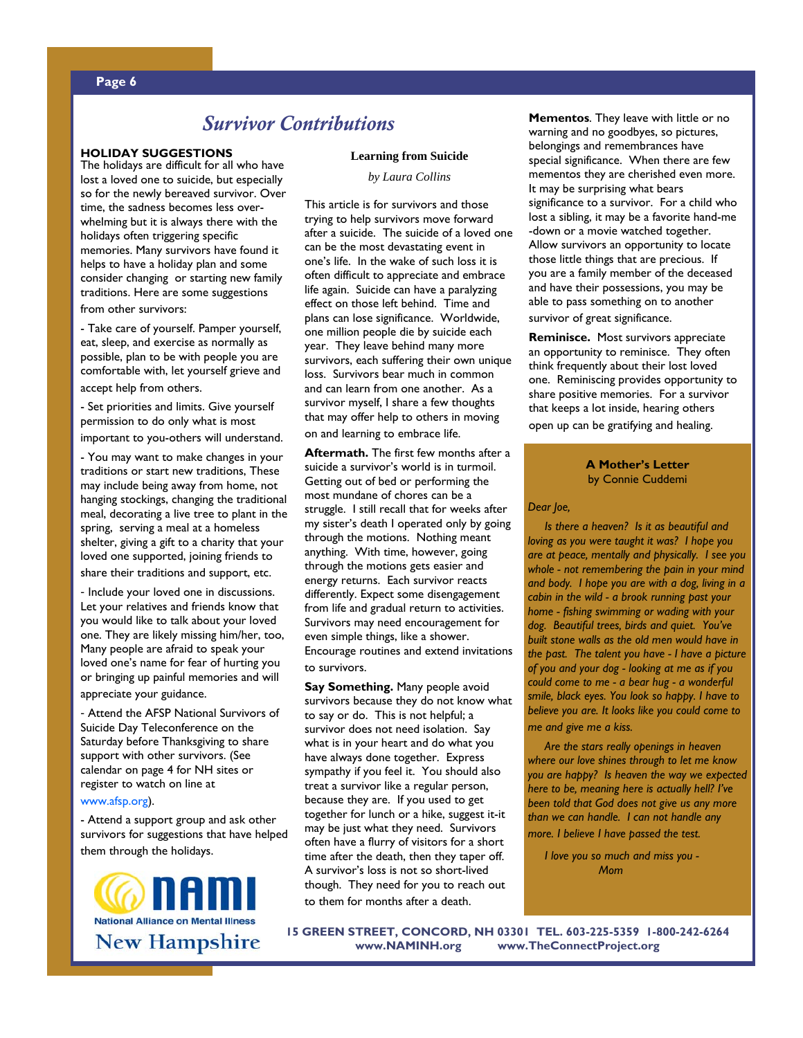# Survivor Contributions

## HOLIDAY SUGGESTIONS

The holidays are difficult for all who have lost a loved one to suicide, but especially so for the newly bereaved survivor. Over time, the sadness becomes less over-whelming but it is always there with the holidays often triggering specific memories. Many survivors have found it helps to have a holiday plan and some consider changing or starting new family traditions. Here are some suggestions from other survivors:

- Take care of yourself. Pamper yourself, eat, sleep, and exercise as normally as possible, plan to be with people you are comfortable with, let yourself grieve and accept help from others.

- Set priorities and limits. Give yourself permission to do only what is most important to you-others will understand.

- You may want to make changes in your traditions or start new traditions, These may include being away from home, not hanging stockings, changing the traditional meal, decorating a live tree to plant in the spring, serving a meal at a homeless shelter, giving a gift to a charity that your loved one supported, joining friends to share their traditions and support, etc.

- Include your loved one in discussions. Let your relatives and friends know that you would like to talk about your loved one. They are likely missing him/her, too, Many people are afraid to speak your loved one's name for fear of hurting you or bringing up painful memories and will appreciate your guidance.

- Attend the AFSP National Survivors of Suicide Day Teleconference on the Saturday before Thanksgiving to share support with other survivors. (See calendar on page 4 for NH sites or register to watch on line at www.afsp.org).

- Attend a support group and ask other survivors for suggestions that have helped them through the holidays.

## Learning from Suicide

*by Laura Collins*

This article is for survivors and those trying to help survivors move forward after a suicide. The suicide of a loved one can be the most devastating event in one's life. In the wake of such loss it is often difficult to appreciate and embrace life again. Suicide can have a paralyzing effect on those left behind. Time and plans can lose significance. Worldwide, one million people die by suicide each year. They leave behind many more survivors, each suffering their own unique loss. Survivors bear much in common and can learn from one another. As a survivor myself, I share a few thoughts that may offer help to others in moving on and learning to embrace life.

**Aftermath.** The first few months after a suicide a survivor's world is in turmoil. Getting out of bed or performing the most mundane of chores can be a struggle. I still recall that for weeks after my sister's death I operated only by going through the motions. Nothing meant anything. With time, however, going through the motions gets easier and energy returns. Each survivor reacts differently. Expect some disengagement from life and gradual return to activities. Survivors may need encouragement for even simple things, like a shower. Encourage routines and extend invitations to survivors.

**Say Something.** Many people avoid survivors because they do not know what to say or do. This is not helpful; a survivor does not need isolation. Say what is in your heart and do what you have always done together. Express sympathy if you feel it. You should also treat a survivor like a regular person, because they are. If you used to get together for lunch or a hike, suggest it-it may be just what they need. Survivors often have a flurry of visitors for a short time after the death, then they taper off. A survivor's loss is not so short-lived though. They need for you to reach out to them for months after a death.

**Mementos**. They leave with little or no warning and no goodbyes, so pictures, belongings and remembrances have special significance. When there are few mementos they are cherished even more. It may be surprising what bears significance to a survivor. For a child who lost a sibling, it may be a favorite hand-me-down or a movie watched together. Allow survivors an opportunity to locate those little things that are precious. If you are a family member of the deceased and have their possessions, you may be able to pass something on to another survivor of great significance.

**Reminisce.** Most survivors appreciate an opportunity to reminisce. They often think frequently about their lost loved one. Reminiscing provides opportunity to share positive memories. For a survivor that keeps a lot inside, hearing others open up can be gratifying and healing.

## A Mother's Letter

by Connie Cuddemi

*Dear Joe,*

*Is there a heaven? Is it as beautiful and loving as you were taught it was? I hope you are at peace, mentally and physically. I see you whole - not remembering the pain in your mind and body. I hope you are with a dog, living in a cabin in the wild - a brook running past your home - fishing swimming or wading with your dog. Beautiful trees, birds and quiet. You've built stone walls as the old men would have in the past. The talent you have - I have a picture of you and your dog - looking at me as if you could come to me - a bear hug - a wonderful smile, black eyes. You look so happy. I have to believe you are. It looks like you could come to me and give me a kiss.*

*Are the stars really openings in heaven where our love shines through to let me know you are happy? Is heaven the way we expected here to be, meaning here is actually hell? I've been told that God does not give us any more than we can handle. I can not handle any more. I believe I have passed the test.*

*I love you so much and miss you -*
*Mom*

NAMI
National Alliance on Mental Illness
New Hampshire

**15 GREEN STREET, CONCORD, NH 03301 TEL. 603-225-5359 1-800-242-6264**
**www.NAMINH.org www.TheConnectProject.org**